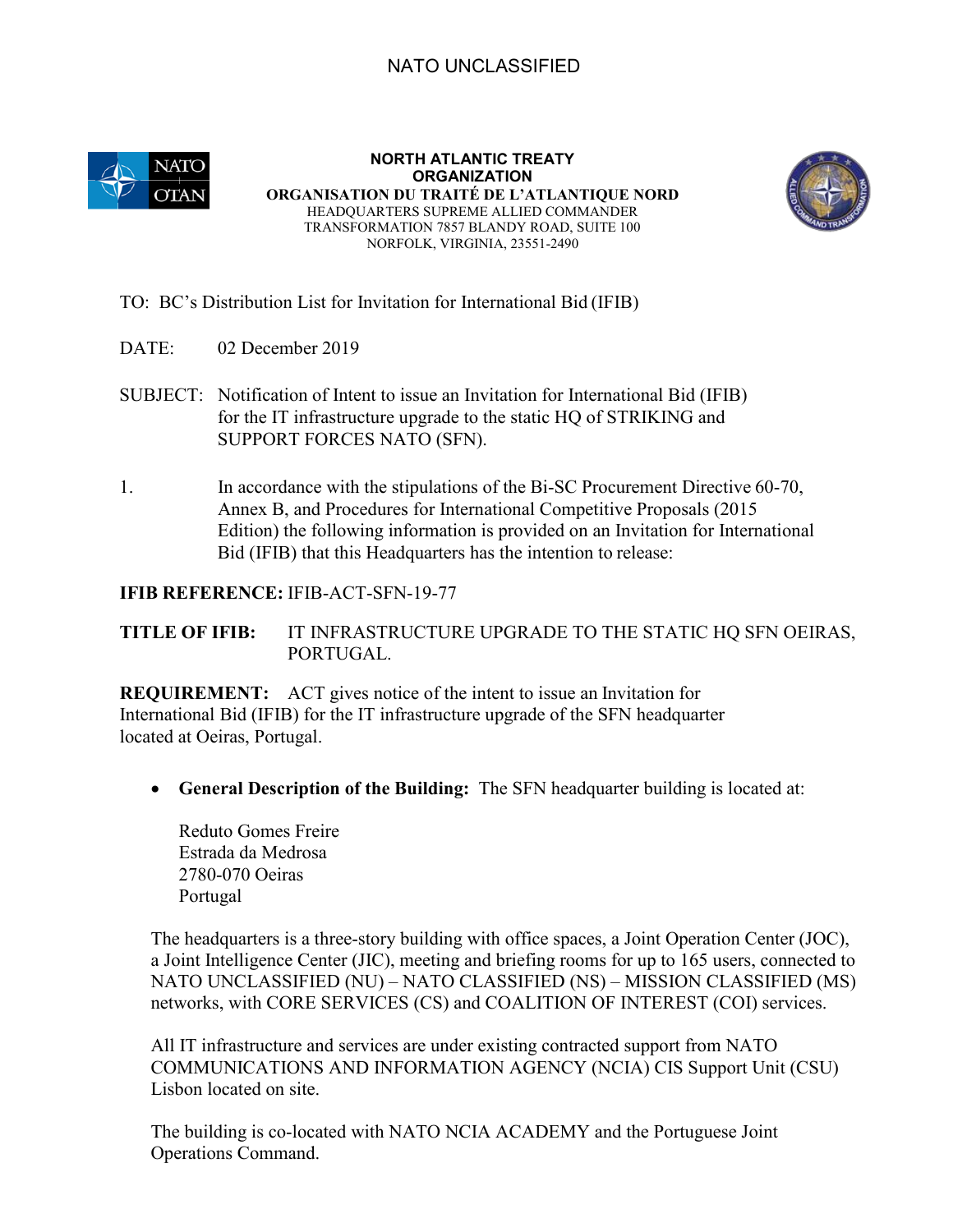NATO UNCLASSIFIED

**NORTH ATLANTIC TREATY ORGANIZATION**
**ORGANISATION DU TRAITÉ DE L'ATLANTIQUE NORD**
HEADQUARTERS SUPREME ALLIED COMMANDER TRANSFORMATION 7857 BLANDY ROAD, SUITE 100
NORFOLK, VIRGINIA, 23551-2490

TO: BC's Distribution List for Invitation for International Bid (IFIB)

DATE: 02 December 2019

SUBJECT: Notification of Intent to issue an Invitation for International Bid (IFIB) for the IT infrastructure upgrade to the static HQ of STRIKING and SUPPORT FORCES NATO (SFN).

1. In accordance with the stipulations of the Bi-SC Procurement Directive 60-70, Annex B, and Procedures for International Competitive Proposals (2015 Edition) the following information is provided on an Invitation for International Bid (IFIB) that this Headquarters has the intention to release:

**IFIB REFERENCE:** IFIB-ACT-SFN-19-77

**TITLE OF IFIB:** IT INFRASTRUCTURE UPGRADE TO THE STATIC HQ SFN OEIRAS, PORTUGAL.

**REQUIREMENT:** ACT gives notice of the intent to issue an Invitation for International Bid (IFIB) for the IT infrastructure upgrade of the SFN headquarter located at Oeiras, Portugal.

- **General Description of the Building:** The SFN headquarter building is located at:

  Reduto Gomes Freire
  Estrada da Medrosa
  2780-070 Oeiras
  Portugal

The headquarters is a three-story building with office spaces, a Joint Operation Center (JOC), a Joint Intelligence Center (JIC), meeting and briefing rooms for up to 165 users, connected to NATO UNCLASSIFIED (NU) – NATO CLASSIFIED (NS) – MISSION CLASSIFIED (MS) networks, with CORE SERVICES (CS) and COALITION OF INTEREST (COI) services.

All IT infrastructure and services are under existing contracted support from NATO COMMUNICATIONS AND INFORMATION AGENCY (NCIA) CIS Support Unit (CSU) Lisbon located on site.

The building is co-located with NATO NCIA ACADEMY and the Portuguese Joint Operations Command.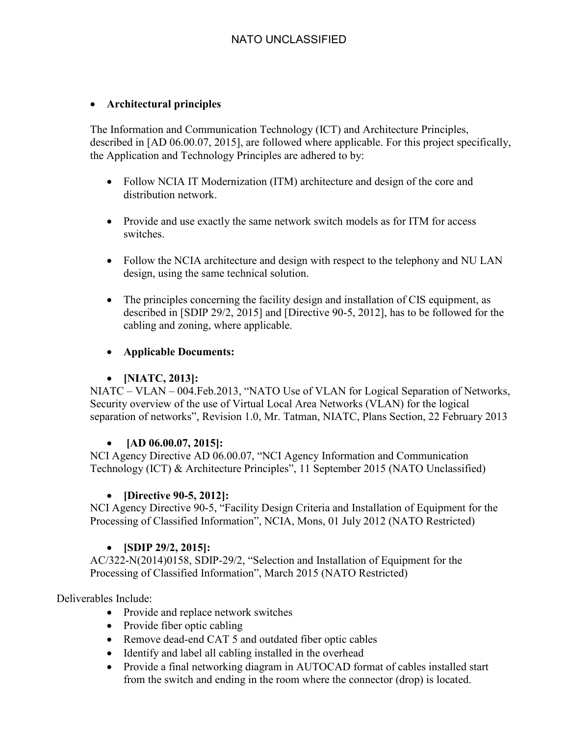- **Architectural principles**

The Information and Communication Technology (ICT) and Architecture Principles, described in [AD 06.00.07, 2015], are followed where applicable. For this project specifically, the Application and Technology Principles are adhered to by:

- Follow NCIA IT Modernization (ITM) architecture and design of the core and distribution network.

- Provide and use exactly the same network switch models as for ITM for access switches.

- Follow the NCIA architecture and design with respect to the telephony and NU LAN design, using the same technical solution.

- The principles concerning the facility design and installation of CIS equipment, as described in [SDIP 29/2, 2015] and [Directive 90-5, 2012], has to be followed for the cabling and zoning, where applicable.

- **Applicable Documents:**

- **[NIATC, 2013]:**

NIATC – VLAN – 004.Feb.2013, “NATO Use of VLAN for Logical Separation of Networks, Security overview of the use of Virtual Local Area Networks (VLAN) for the logical separation of networks”, Revision 1.0, Mr. Tatman, NIATC, Plans Section, 22 February 2013

- **[AD 06.00.07, 2015]:**

NCI Agency Directive AD 06.00.07, “NCI Agency Information and Communication Technology (ICT) & Architecture Principles”, 11 September 2015 (NATO Unclassified)

- **[Directive 90-5, 2012]:**

NCI Agency Directive 90-5, “Facility Design Criteria and Installation of Equipment for the Processing of Classified Information”, NCIA, Mons, 01 July 2012 (NATO Restricted)

- **[SDIP 29/2, 2015]:**

AC/322-N(2014)0158, SDIP-29/2, “Selection and Installation of Equipment for the Processing of Classified Information”, March 2015 (NATO Restricted)

Deliverables Include:

- Provide and replace network switches
- Provide fiber optic cabling
- Remove dead-end CAT 5 and outdated fiber optic cables
- Identify and label all cabling installed in the overhead
- Provide a final networking diagram in AUTOCAD format of cables installed start from the switch and ending in the room where the connector (drop) is located.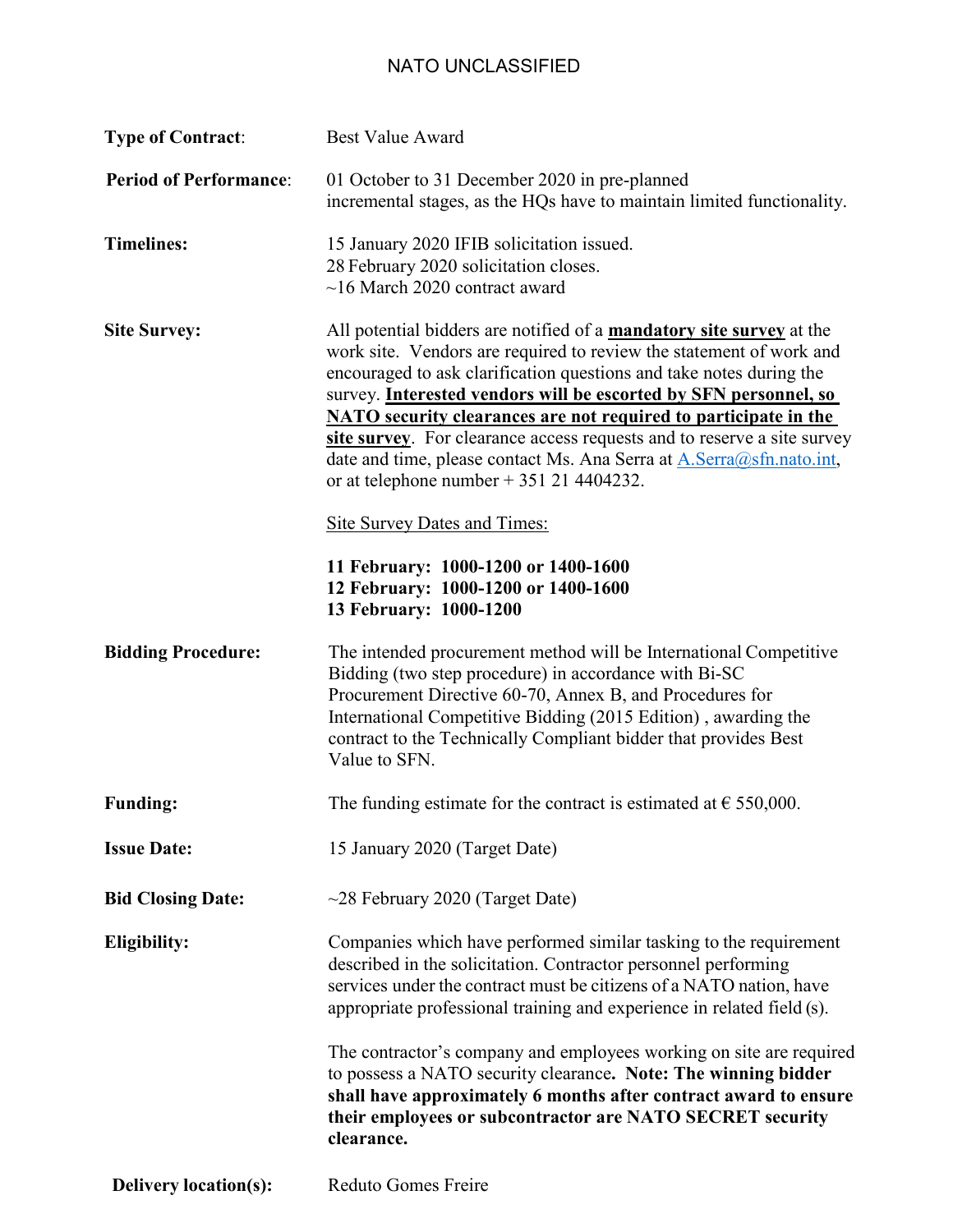NATO UNCLASSIFIED

**Type of Contract**: Best Value Award

**Period of Performance**: 01 October to 31 December 2020 in pre-planned incremental stages, as the HQs have to maintain limited functionality.

**Timelines:** 15 January 2020 IFIB solicitation issued.
28 February 2020 solicitation closes.
~16 March 2020 contract award

**Site Survey:** All potential bidders are notified of a **mandatory site survey** at the work site. Vendors are required to review the statement of work and encouraged to ask clarification questions and take notes during the survey. **Interested vendors will be escorted by SFN personnel, so NATO security clearances are not required to participate in the site survey**. For clearance access requests and to reserve a site survey date and time, please contact Ms. Ana Serra at A.Serra@sfn.nato.int, or at telephone number + 351 21 4404232.

Site Survey Dates and Times:

**11 February: 1000-1200 or 1400-1600**
**12 February: 1000-1200 or 1400-1600**
**13 February: 1000-1200**

**Bidding Procedure:** The intended procurement method will be International Competitive Bidding (two step procedure) in accordance with Bi-SC Procurement Directive 60-70, Annex B, and Procedures for International Competitive Bidding (2015 Edition) , awarding the contract to the Technically Compliant bidder that provides Best Value to SFN.

**Funding:** The funding estimate for the contract is estimated at € 550,000.

**Issue Date:** 15 January 2020 (Target Date)

**Bid Closing Date:** ~28 February 2020 (Target Date)

**Eligibility:** Companies which have performed similar tasking to the requirement described in the solicitation. Contractor personnel performing services under the contract must be citizens of a NATO nation, have appropriate professional training and experience in related field (s).

The contractor's company and employees working on site are required to possess a NATO security clearance**. Note: The winning bidder shall have approximately 6 months after contract award to ensure their employees or subcontractor are NATO SECRET security clearance.**

**Delivery location(s):** Reduto Gomes Freire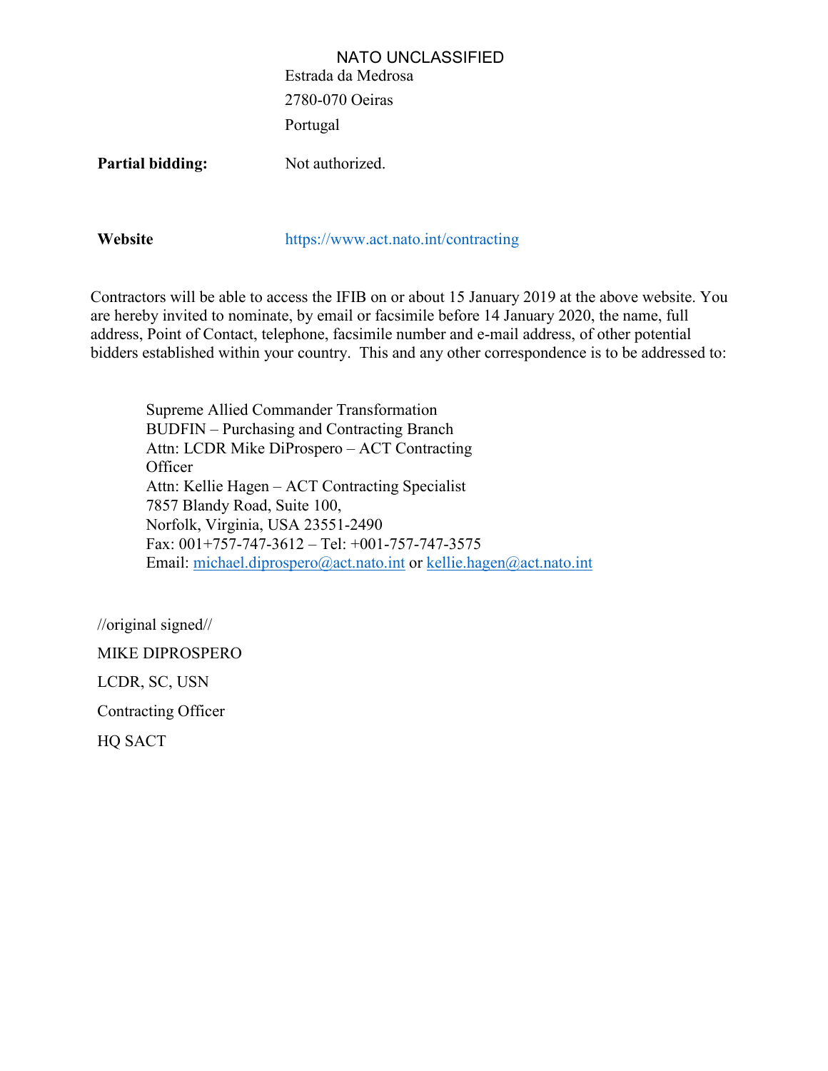NATO UNCLASSIFIED

Estrada da Medrosa

2780-070 Oeiras

Portugal

**Partial bidding:** Not authorized.

**Website** https://www.act.nato.int/contracting

Contractors will be able to access the IFIB on or about 15 January 2019 at the above website. You are hereby invited to nominate, by email or facsimile before 14 January 2020, the name, full address, Point of Contact, telephone, facsimile number and e-mail address, of other potential bidders established within your country. This and any other correspondence is to be addressed to:

Supreme Allied Commander Transformation
BUDFIN – Purchasing and Contracting Branch
Attn: LCDR Mike DiProspero – ACT Contracting Officer
Attn: Kellie Hagen – ACT Contracting Specialist
7857 Blandy Road, Suite 100,
Norfolk, Virginia, USA 23551-2490
Fax: 001+757-747-3612 – Tel: +001-757-747-3575
Email: michael.diprospero@act.nato.int or kellie.hagen@act.nato.int

//original signed//

MIKE DIPROSPERO

LCDR, SC, USN

Contracting Officer

HQ SACT